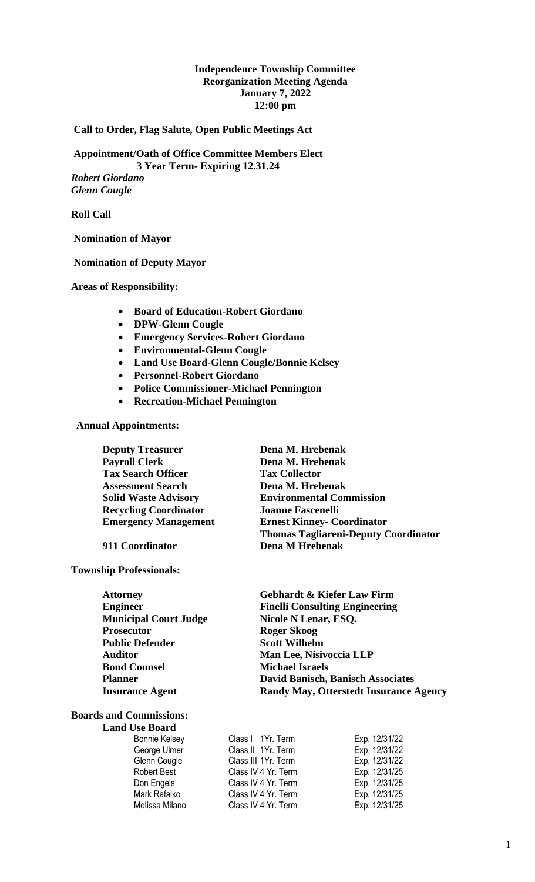**Independence Township Committee**
**Reorganization Meeting Agenda**
**January 7, 2022**
**12:00 pm**

**Call to Order, Flag Salute, Open Public Meetings Act**

**Appointment/Oath of Office Committee Members Elect**
**3 Year Term- Expiring 12.31.24**

***Robert Giordano***
***Glenn Cougle***

**Roll Call**

**Nomination of Mayor**

**Nomination of Deputy Mayor**

**Areas of Responsibility:**

- **Board of Education-Robert Giordano**
- **DPW-Glenn Cougle**
- **Emergency Services-Robert Giordano**
- **Environmental-Glenn Cougle**
- **Land Use Board-Glenn Cougle/Bonnie Kelsey**
- **Personnel-Robert Giordano**
- **Police Commissioner-Michael Pennington**
- **Recreation-Michael Pennington**

**Annual Appointments:**

| | |
|---|---|
| **Deputy Treasurer** | **Dena M. Hrebenak** |
| **Payroll Clerk** | **Dena M. Hrebenak** |
| **Tax Search Officer** | **Tax Collector** |
| **Assessment Search** | **Dena M. Hrebenak** |
| **Solid Waste Advisory** | **Environmental Commission** |
| **Recycling Coordinator** | **Joanne Fascenelli** |
| **Emergency Management** | **Ernest Kinney- Coordinator** |
| | **Thomas Tagliareni-Deputy Coordinator** |
| **911 Coordinator** | **Dena M Hrebenak** |

**Township Professionals:**

| | |
|---|---|
| **Attorney** | **Gebhardt & Kiefer Law Firm** |
| **Engineer** | **Finelli Consulting Engineering** |
| **Municipal Court Judge** | **Nicole N Lenar, ESQ.** |
| **Prosecutor** | **Roger Skoog** |
| **Public Defender** | **Scott Wilhelm** |
| **Auditor** | **Man Lee, Nisivoccia LLP** |
| **Bond Counsel** | **Michael Israels** |
| **Planner** | **David Banisch, Banisch Associates** |
| **Insurance Agent** | **Randy May, Otterstedt Insurance Agency** |

**Boards and Commissions:**

**Land Use Board**

| | | |
|---|---|---|
| Bonnie Kelsey | Class I 1Yr. Term | Exp. 12/31/22 |
| George Ulmer | Class II 1Yr. Term | Exp. 12/31/22 |
| Glenn Cougle | Class III 1Yr. Term | Exp. 12/31/22 |
| Robert Best | Class IV 4 Yr. Term | Exp. 12/31/25 |
| Don Engels | Class IV 4 Yr. Term | Exp. 12/31/25 |
| Mark Rafalko | Class IV 4 Yr. Term | Exp. 12/31/25 |
| Melissa Milano | Class IV 4 Yr. Term | Exp. 12/31/25 |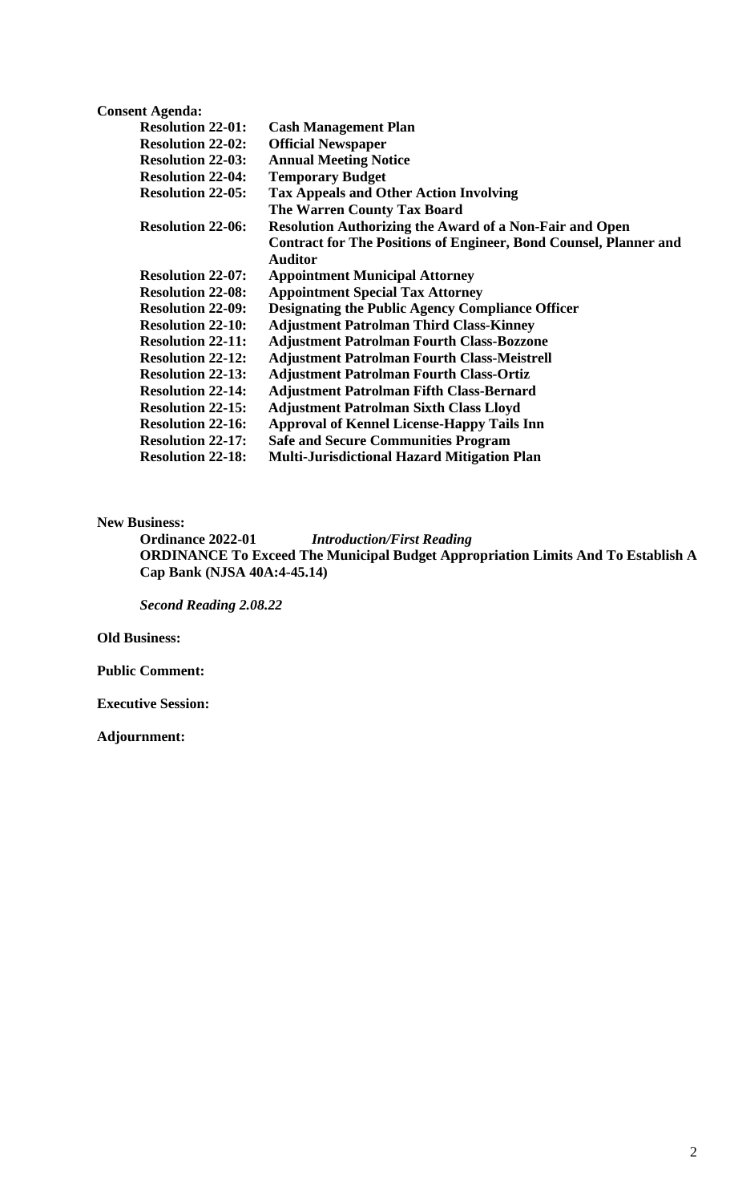**Consent Agenda:**

| | |
|---|---|
| **Resolution 22-01:** | **Cash Management Plan** |
| **Resolution 22-02:** | **Official Newspaper** |
| **Resolution 22-03:** | **Annual Meeting Notice** |
| **Resolution 22-04:** | **Temporary Budget** |
| **Resolution 22-05:** | **Tax Appeals and Other Action Involving The Warren County Tax Board** |
| **Resolution 22-06:** | **Resolution Authorizing the Award of a Non-Fair and Open Contract for The Positions of Engineer, Bond Counsel, Planner and Auditor** |
| **Resolution 22-07:** | **Appointment Municipal Attorney** |
| **Resolution 22-08:** | **Appointment Special Tax Attorney** |
| **Resolution 22-09:** | **Designating the Public Agency Compliance Officer** |
| **Resolution 22-10:** | **Adjustment Patrolman Third Class-Kinney** |
| **Resolution 22-11:** | **Adjustment Patrolman Fourth Class-Bozzone** |
| **Resolution 22-12:** | **Adjustment Patrolman Fourth Class-Meistrell** |
| **Resolution 22-13:** | **Adjustment Patrolman Fourth Class-Ortiz** |
| **Resolution 22-14:** | **Adjustment Patrolman Fifth Class-Bernard** |
| **Resolution 22-15:** | **Adjustment Patrolman Sixth Class Lloyd** |
| **Resolution 22-16:** | **Approval of Kennel License-Happy Tails Inn** |
| **Resolution 22-17:** | **Safe and Secure Communities Program** |
| **Resolution 22-18:** | **Multi-Jurisdictional Hazard Mitigation Plan** |

**New Business:**

**Ordinance 2022-01** ***Introduction/First Reading***
**ORDINANCE To Exceed The Municipal Budget Appropriation Limits And To Establish A Cap Bank (NJSA 40A:4-45.14)**

***Second Reading 2.08.22***

**Old Business:**

**Public Comment:**

**Executive Session:**

**Adjournment:**